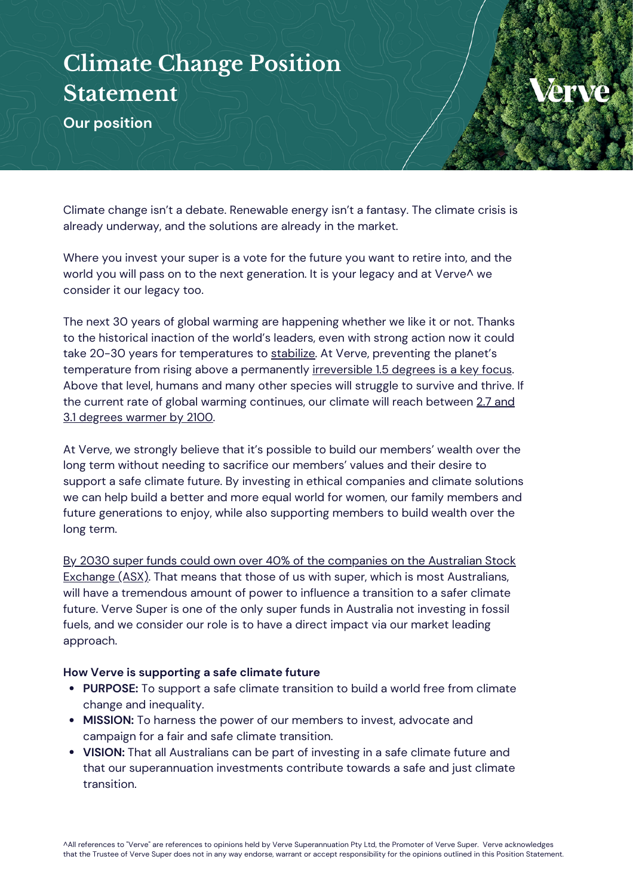# Climate Change Position Statement

## Our position

Climate change isn't a debate. Renewable energy isn't a fantasy. The climate crisis is already underway, and the solutions are already in the market.

Where you invest your super is a vote for the future you want to retire into, and the world you will pass on to the next generation. It is your legacy and at Verve^ we consider it our legacy too.

The next 30 years of global warming are happening whether we like it or not. Thanks to the historical inaction of the world's leaders, even with strong action now it could take 20-30 years for temperatures to stabilize. At Verve, preventing the planet's temperature from rising above a permanently irreversible 1.5 degrees is a key focus. Above that level, humans and many other species will struggle to survive and thrive. If the current rate of global warming continues, our climate will reach between 2.7 and 3.1 degrees warmer by 2100.

At Verve, we strongly believe that it's possible to build our members' wealth over the long term without needing to sacrifice our members' values and their desire to support a safe climate future. By investing in ethical companies and climate solutions we can help build a better and more equal world for women, our family members and future generations to enjoy, while also supporting members to build wealth over the long term.

By 2030 super funds could own over 40% of the companies on the Australian Stock Exchange (ASX). That means that those of us with super, which is most Australians, will have a tremendous amount of power to influence a transition to a safer climate future. Verve Super is one of the only super funds in Australia not investing in fossil fuels, and we consider our role is to have a direct impact via our market leading approach.

**How Verve is supporting a safe climate future**

- **PURPOSE:** To support a safe climate transition to build a world free from climate change and inequality.
- **MISSION:** To harness the power of our members to invest, advocate and campaign for a fair and safe climate transition.
- **VISION:** That all Australians can be part of investing in a safe climate future and that our superannuation investments contribute towards a safe and just climate transition.

^All references to "Verve" are references to opinions held by Verve Superannuation Pty Ltd, the Promoter of Verve Super. Verve acknowledges that the Trustee of Verve Super does not in any way endorse, warrant or accept responsibility for the opinions outlined in this Position Statement.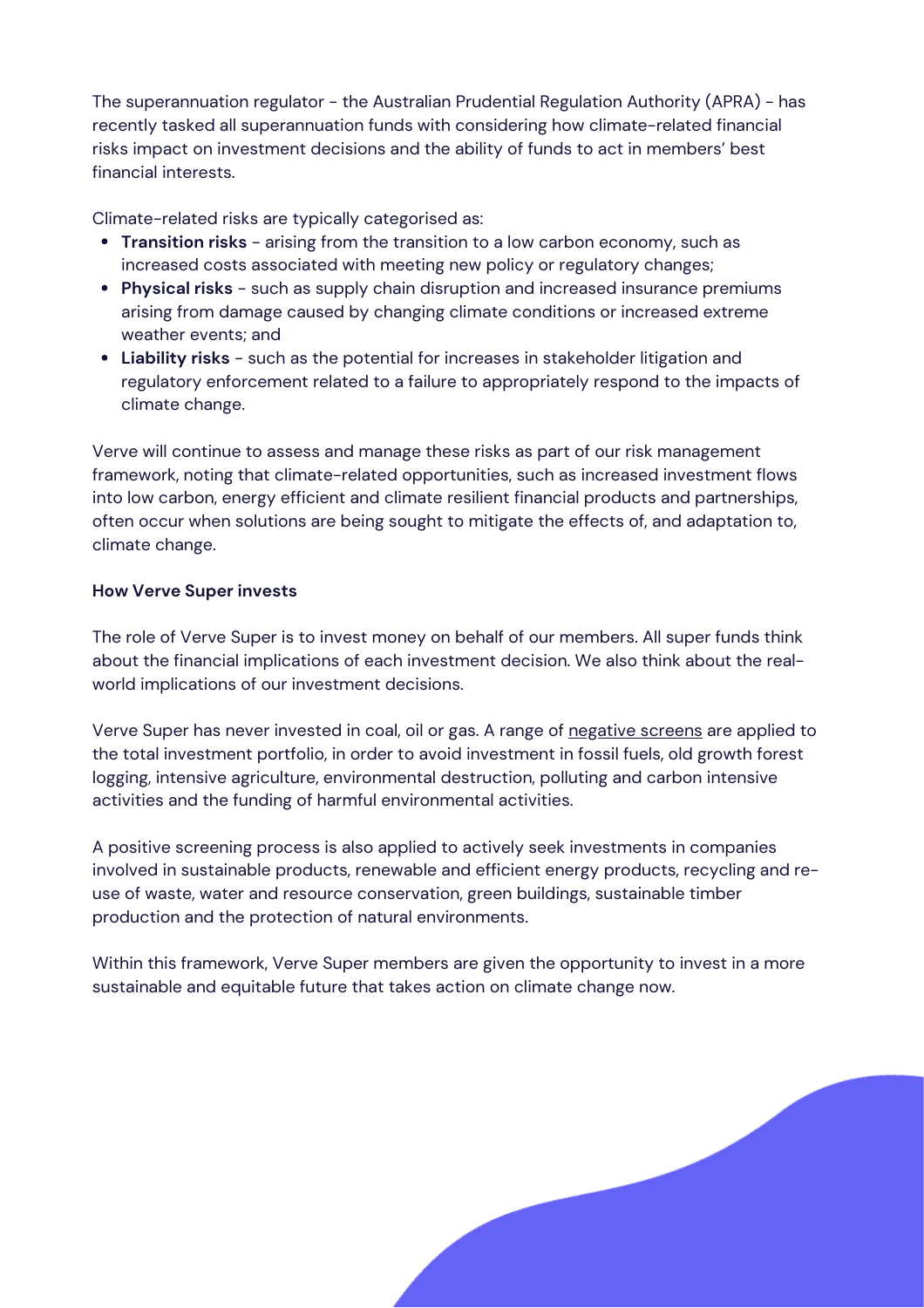The superannuation regulator - the Australian Prudential Regulation Authority (APRA) - has recently tasked all superannuation funds with considering how climate-related financial risks impact on investment decisions and the ability of funds to act in members' best financial interests.

Climate-related risks are typically categorised as:

- **Transition risks** - arising from the transition to a low carbon economy, such as increased costs associated with meeting new policy or regulatory changes;
- **Physical risks** - such as supply chain disruption and increased insurance premiums arising from damage caused by changing climate conditions or increased extreme weather events; and
- **Liability risks** - such as the potential for increases in stakeholder litigation and regulatory enforcement related to a failure to appropriately respond to the impacts of climate change.

Verve will continue to assess and manage these risks as part of our risk management framework, noting that climate-related opportunities, such as increased investment flows into low carbon, energy efficient and climate resilient financial products and partnerships, often occur when solutions are being sought to mitigate the effects of, and adaptation to, climate change.

**How Verve Super invests**

The role of Verve Super is to invest money on behalf of our members. All super funds think about the financial implications of each investment decision. We also think about the real-world implications of our investment decisions.

Verve Super has never invested in coal, oil or gas. A range of negative screens are applied to the total investment portfolio, in order to avoid investment in fossil fuels, old growth forest logging, intensive agriculture, environmental destruction, polluting and carbon intensive activities and the funding of harmful environmental activities.

A positive screening process is also applied to actively seek investments in companies involved in sustainable products, renewable and efficient energy products, recycling and re-use of waste, water and resource conservation, green buildings, sustainable timber production and the protection of natural environments.

Within this framework, Verve Super members are given the opportunity to invest in a more sustainable and equitable future that takes action on climate change now.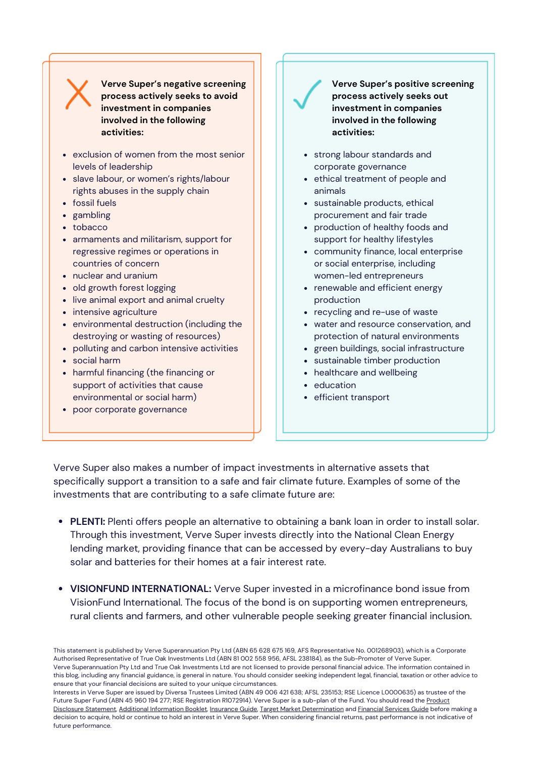**Verve Super's negative screening process actively seeks to avoid investment in companies involved in the following activities:**

- exclusion of women from the most senior levels of leadership
- slave labour, or women's rights/labour rights abuses in the supply chain
- fossil fuels
- gambling
- tobacco
- armaments and militarism, support for regressive regimes or operations in countries of concern
- nuclear and uranium
- old growth forest logging
- live animal export and animal cruelty
- intensive agriculture
- environmental destruction (including the destroying or wasting of resources)
- polluting and carbon intensive activities
- social harm
- harmful financing (the financing or support of activities that cause environmental or social harm)
- poor corporate governance

**Verve Super's positive screening process actively seeks out investment in companies involved in the following activities:**

- strong labour standards and corporate governance
- ethical treatment of people and animals
- sustainable products, ethical procurement and fair trade
- production of healthy foods and support for healthy lifestyles
- community finance, local enterprise or social enterprise, including women-led entrepreneurs
- renewable and efficient energy production
- recycling and re-use of waste
- water and resource conservation, and protection of natural environments
- green buildings, social infrastructure
- sustainable timber production
- healthcare and wellbeing
- education
- efficient transport

Verve Super also makes a number of impact investments in alternative assets that specifically support a transition to a safe and fair climate future. Examples of some of the investments that are contributing to a safe climate future are:

- **PLENTI:** Plenti offers people an alternative to obtaining a bank loan in order to install solar. Through this investment, Verve Super invests directly into the National Clean Energy lending market, providing finance that can be accessed by every-day Australians to buy solar and batteries for their homes at a fair interest rate.

- **VISIONFUND INTERNATIONAL:** Verve Super invested in a microfinance bond issue from VisionFund International. The focus of the bond is on supporting women entrepreneurs, rural clients and farmers, and other vulnerable people seeking greater financial inclusion.

This statement is published by Verve Superannuation Pty Ltd (ABN 65 628 675 169, AFS Representative No. 001268903), which is a Corporate Authorised Representative of True Oak Investments Ltd (ABN 81 002 558 956, AFSL 238184), as the Sub-Promoter of Verve Super. Verve Superannuation Pty Ltd and True Oak Investments Ltd are not licensed to provide personal financial advice. The information contained in this blog, including any financial guidance, is general in nature. You should consider seeking independent legal, financial, taxation or other advice to ensure that your financial decisions are suited to your unique circumstances.
Interests in Verve Super are issued by Diversa Trustees Limited (ABN 49 006 421 638; AFSL 235153; RSE Licence L0000635) as trustee of the Future Super Fund (ABN 45 960 194 277; RSE Registration R1072914). Verve Super is a sub-plan of the Fund. You should read the Product Disclosure Statement, Additional Information Booklet, Insurance Guide, Target Market Determination and Financial Services Guide before making a decision to acquire, hold or continue to hold an interest in Verve Super. When considering financial returns, past performance is not indicative of future performance.